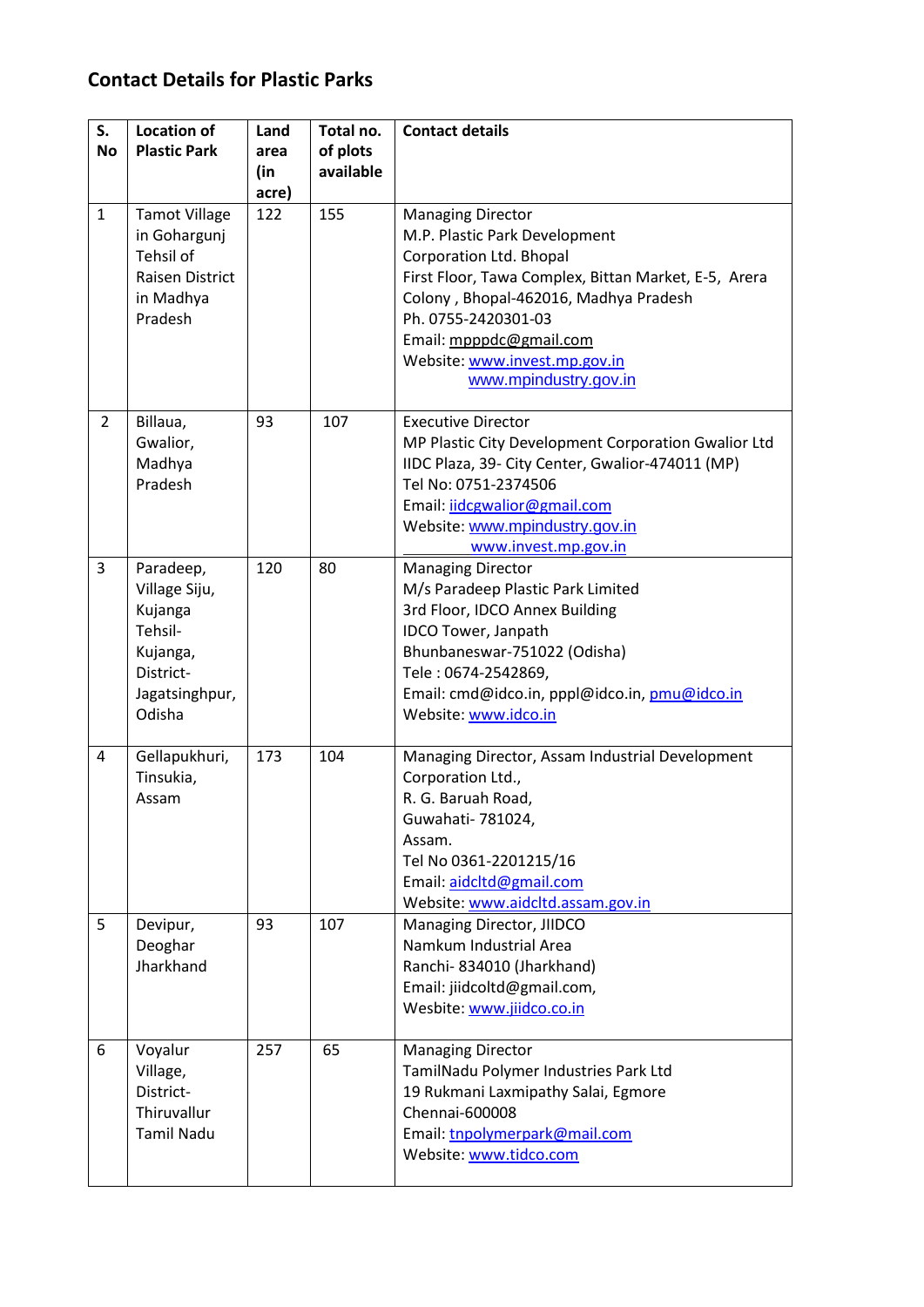## Contact Details for Plastic Parks

| S. No | Location of Plastic Park | Land area (in acre) | Total no. of plots available | Contact details |
|---|---|---|---|---|
| 1 | Tamot Village in Gohargunj Tehsil of Raisen District in Madhya Pradesh | 122 | 155 | Managing Director<br>M.P. Plastic Park Development Corporation Ltd. Bhopal<br>First Floor, Tawa Complex, Bittan Market, E-5, Arera Colony , Bhopal-462016, Madhya Pradesh<br>Ph. 0755-2420301-03<br>Email: mpppdc@gmail.com<br>Website: www.invest.mp.gov.in<br>www.mpindustry.gov.in |
| 2 | Billaua, Gwalior, Madhya Pradesh | 93 | 107 | Executive Director<br>MP Plastic City Development Corporation Gwalior Ltd<br>IIDC Plaza, 39- City Center, Gwalior-474011 (MP)<br>Tel No: 0751-2374506<br>Email: iidcgwalior@gmail.com<br>Website: www.mpindustry.gov.in<br>www.invest.mp.gov.in |
| 3 | Paradeep, Village Siju, Kujanga Tehsil-Kujanga, District-Jagatsinghpur, Odisha | 120 | 80 | Managing Director<br>M/s Paradeep Plastic Park Limited<br>3rd Floor, IDCO Annex Building<br>IDCO Tower, Janpath<br>Bhunbaneswar-751022 (Odisha)<br>Tele : 0674-2542869,<br>Email: cmd@idco.in, pppl@idco.in, pmu@idco.in<br>Website: www.idco.in |
| 4 | Gellapukhuri, Tinsukia, Assam | 173 | 104 | Managing Director, Assam Industrial Development Corporation Ltd.,<br>R. G. Baruah Road,<br>Guwahati- 781024,<br>Assam.<br>Tel No 0361-2201215/16<br>Email: aidcltd@gmail.com<br>Website: www.aidcltd.assam.gov.in |
| 5 | Devipur, Deoghar Jharkhand | 93 | 107 | Managing Director, JIIDCO<br>Namkum Industrial Area<br>Ranchi- 834010 (Jharkhand)<br>Email: jiidcoltd@gmail.com,<br>Wesbite: www.jiidco.co.in |
| 6 | Voyalur Village, District-Thiruvallur Tamil Nadu | 257 | 65 | Managing Director<br>TamilNadu Polymer Industries Park Ltd<br>19 Rukmani Laxmipathy Salai, Egmore<br>Chennai-600008<br>Email: tnpolymerpark@mail.com<br>Website: www.tidco.com |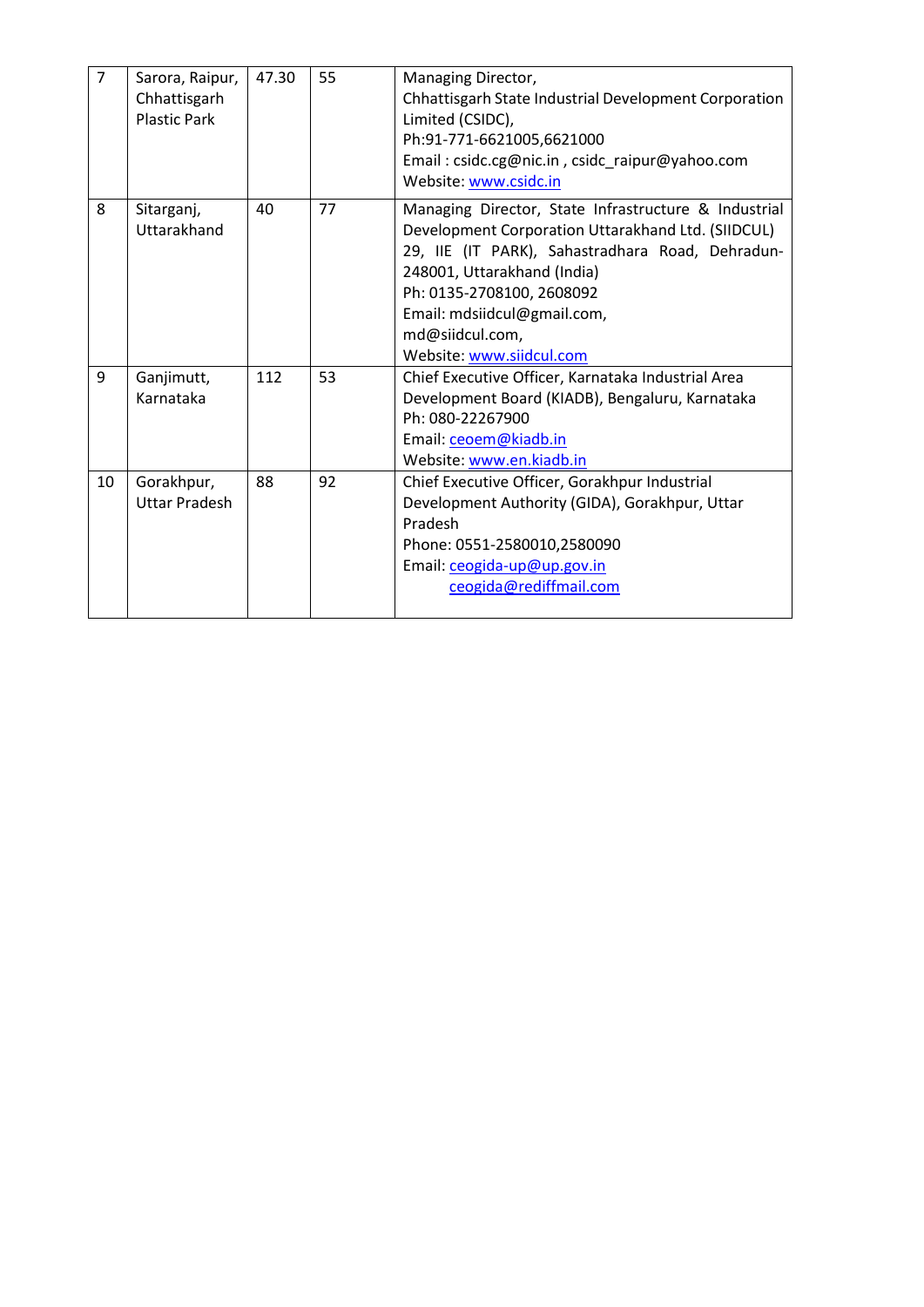| | | | | |
|---|---|---|---|---|
| 7 | Sarora, Raipur, Chhattisgarh Plastic Park | 47.30 | 55 | Managing Director,<br>Chhattisgarh State Industrial Development Corporation Limited (CSIDC),<br>Ph:91-771-6621005,6621000<br>Email : csidc.cg@nic.in , csidc_raipur@yahoo.com<br>Website: www.csidc.in |
| 8 | Sitarganj, Uttarakhand | 40 | 77 | Managing Director, State Infrastructure & Industrial Development Corporation Uttarakhand Ltd. (SIIDCUL) 29, IIE (IT PARK), Sahastradhara Road, Dehradun-248001, Uttarakhand (India)<br>Ph: 0135-2708100, 2608092<br>Email: mdsiidcul@gmail.com,<br>md@siidcul.com,<br>Website: www.siidcul.com |
| 9 | Ganjimutt, Karnataka | 112 | 53 | Chief Executive Officer, Karnataka Industrial Area Development Board (KIADB), Bengaluru, Karnataka<br>Ph: 080-22267900<br>Email: ceoem@kiadb.in<br>Website: www.en.kiadb.in |
| 10 | Gorakhpur, Uttar Pradesh | 88 | 92 | Chief Executive Officer, Gorakhpur Industrial Development Authority (GIDA), Gorakhpur, Uttar Pradesh<br>Phone: 0551-2580010,2580090<br>Email: ceogida-up@up.gov.in<br>ceogida@rediffmail.com |